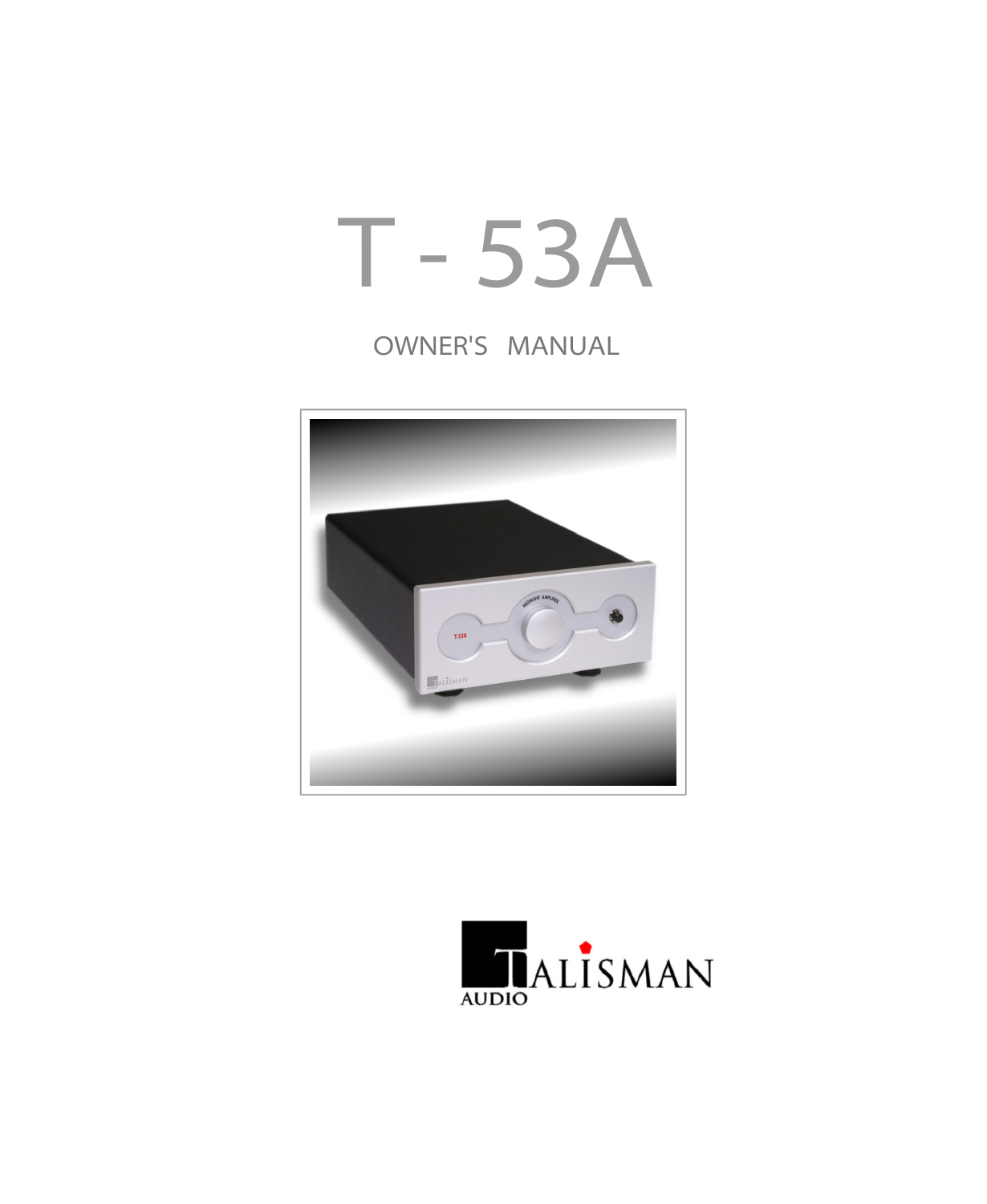# T - 53A

## OWNER'S MANUAL

TALISMAN AUDIO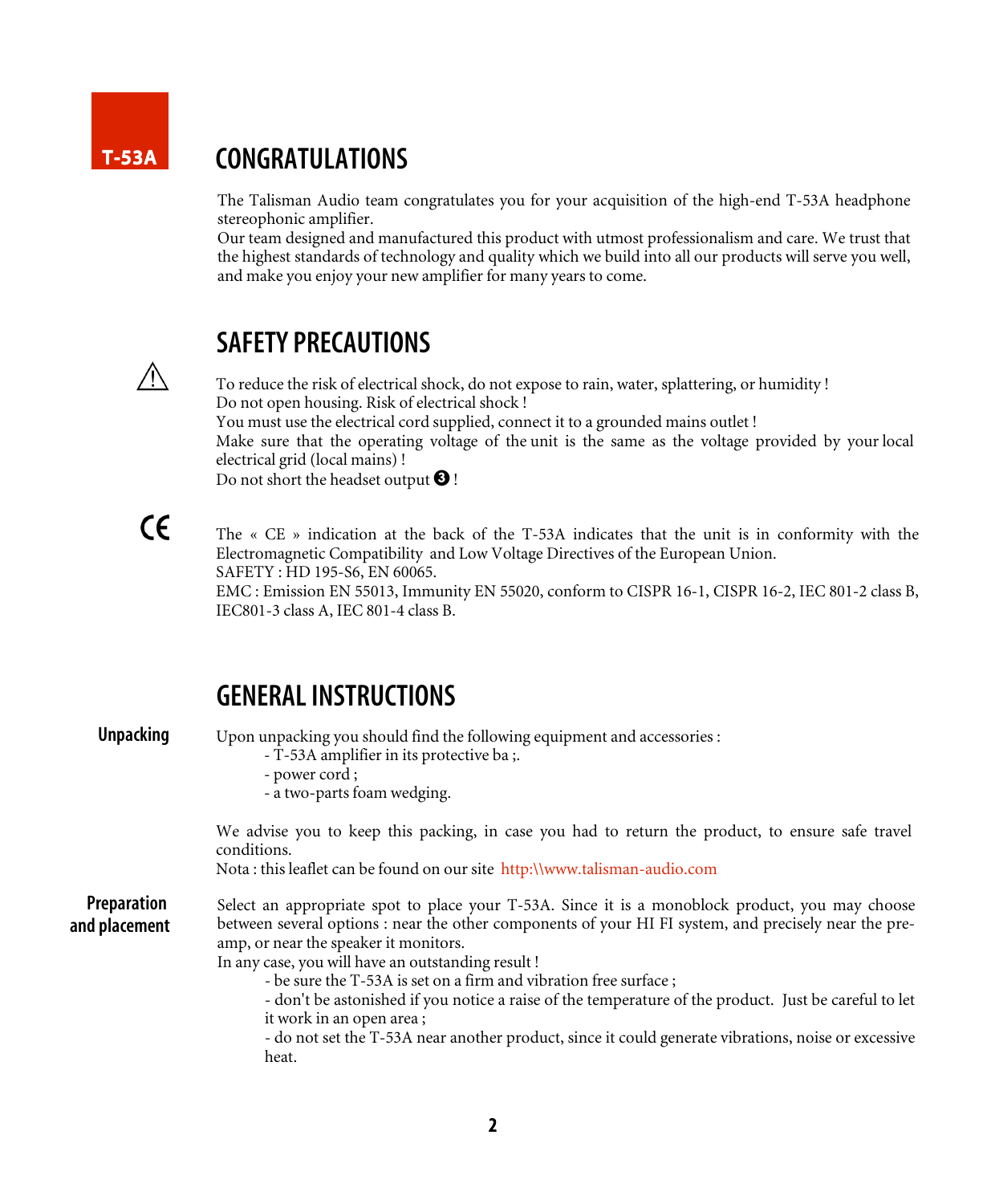T-53A

## CONGRATULATIONS

The Talisman Audio team congratulates you for your acquisition of the high-end T-53A headphone stereophonic amplifier.
Our team designed and manufactured this product with utmost professionalism and care. We trust that the highest standards of technology and quality which we build into all our products will serve you well, and make you enjoy your new amplifier for many years to come.

## SAFETY PRECAUTIONS

⚠

To reduce the risk of electrical shock, do not expose to rain, water, splattering, or humidity !
Do not open housing. Risk of electrical shock !
You must use the electrical cord supplied, connect it to a grounded mains outlet !
Make sure that the operating voltage of the unit is the same as the voltage provided by your local electrical grid (local mains) !
Do not short the headset output ❸ !

CE

The « CE » indication at the back of the T-53A indicates that the unit is in conformity with the Electromagnetic Compatibility and Low Voltage Directives of the European Union.
SAFETY : HD 195-S6, EN 60065.
EMC : Emission EN 55013, Immunity EN 55020, conform to CISPR 16-1, CISPR 16-2, IEC 801-2 class B, IEC801-3 class A, IEC 801-4 class B.

## GENERAL INSTRUCTIONS

**Unpacking**

Upon unpacking you should find the following equipment and accessories :

- T-53A amplifier in its protective ba ;.
- power cord ;
- a two-parts foam wedging.

We advise you to keep this packing, in case you had to return the product, to ensure safe travel conditions.
Nota : this leaflet can be found on our site http:\\www.talisman-audio.com

**Preparation and placement**

Select an appropriate spot to place your T-53A. Since it is a monoblock product, you may choose between several options : near the other components of your HI FI system, and precisely near the pre-amp, or near the speaker it monitors.
In any case, you will have an outstanding result !

- be sure the T-53A is set on a firm and vibration free surface ;
- don't be astonished if you notice a raise of the temperature of the product. Just be careful to let it work in an open area ;
- do not set the T-53A near another product, since it could generate vibrations, noise or excessive heat.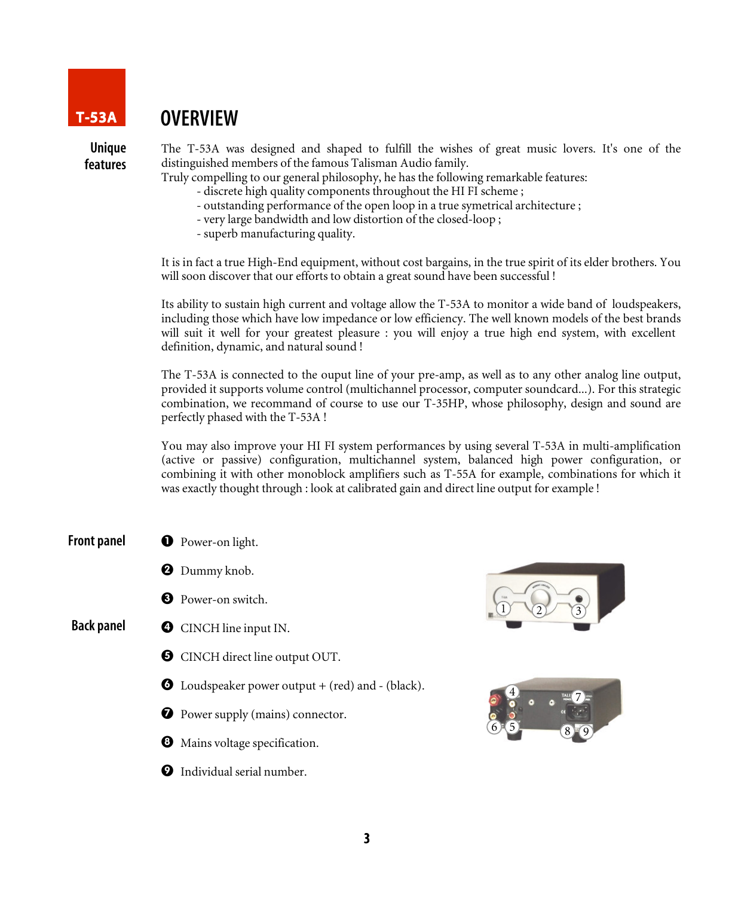T-53A

# OVERVIEW

## Unique features

The T-53A was designed and shaped to fulfill the wishes of great music lovers. It's one of the distinguished members of the famous Talisman Audio family.
Truly compelling to our general philosophy, he has the following remarkable features:

- discrete high quality components throughout the HI FI scheme ;
- outstanding performance of the open loop in a true symetrical architecture ;
- very large bandwidth and low distortion of the closed-loop ;
- superb manufacturing quality.

It is in fact a true High-End equipment, without cost bargains, in the true spirit of its elder brothers. You will soon discover that our efforts to obtain a great sound have been successful !

Its ability to sustain high current and voltage allow the T-53A to monitor a wide band of loudspeakers, including those which have low impedance or low efficiency. The well known models of the best brands will suit it well for your greatest pleasure : you will enjoy a true high end system, with excellent definition, dynamic, and natural sound !

The T-53A is connected to the ouput line of your pre-amp, as well as to any other analog line output, provided it supports volume control (multichannel processor, computer soundcard...). For this strategic combination, we recommand of course to use our T-35HP, whose philosophy, design and sound are perfectly phased with the T-53A !

You may also improve your HI FI system performances by using several T-53A in multi-amplification (active or passive) configuration, multichannel system, balanced high power configuration, or combining it with other monoblock amplifiers such as T-55A for example, combinations for which it was exactly thought through : look at calibrated gain and direct line output for example !

## Front panel

1. Power-on light.
2. Dummy knob.
3. Power-on switch.

## Back panel

4. CINCH line input IN.
5. CINCH direct line output OUT.
6. Loudspeaker power output + (red) and - (black).
7. Power supply (mains) connector.
8. Mains voltage specification.
9. Individual serial number.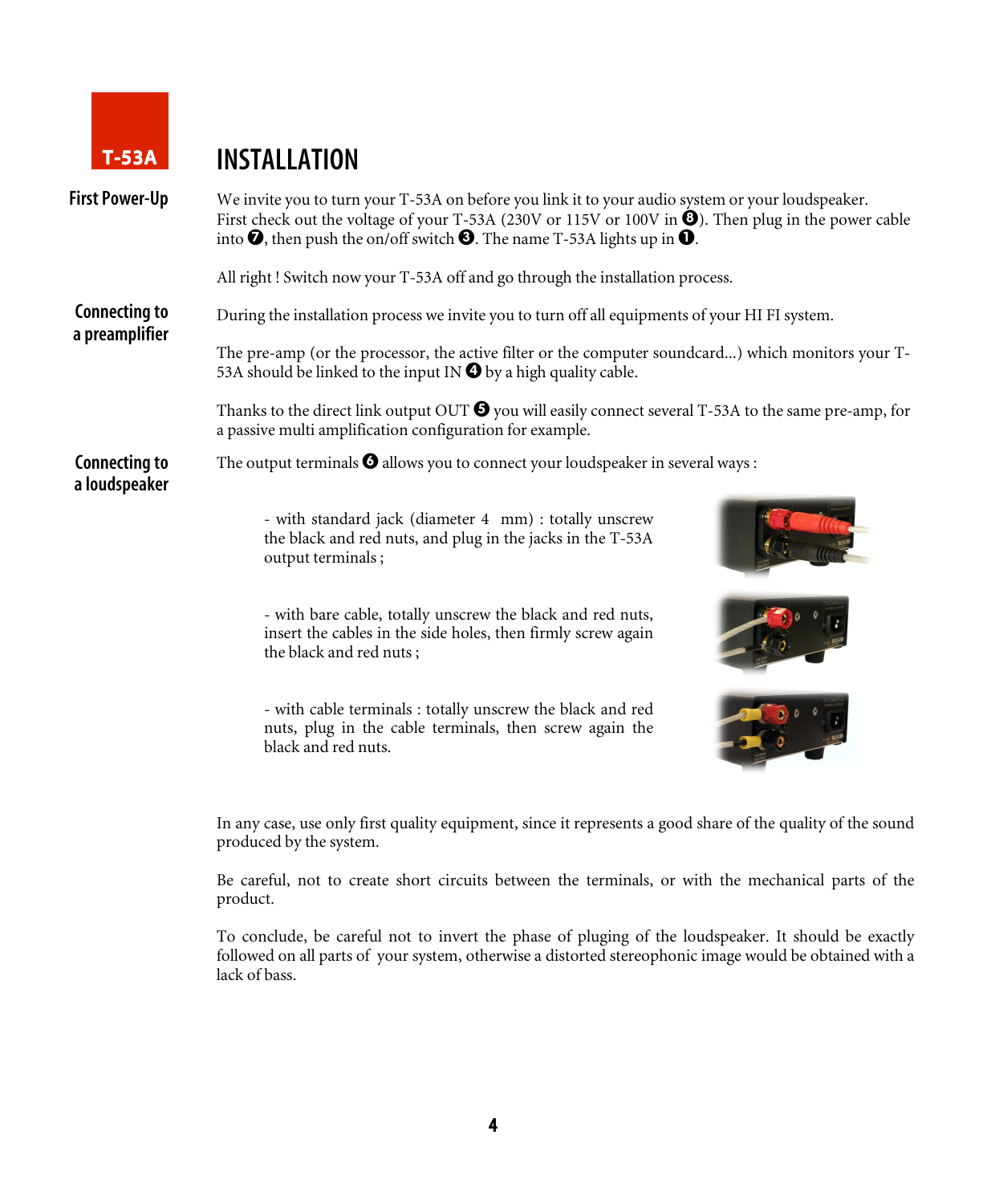T-53A

# INSTALLATION

### First Power-Up

We invite you to turn your T-53A on before you link it to your audio system or your loudspeaker. First check out the voltage of your T-53A (230V or 115V or 100V in ❽). Then plug in the power cable into ❼, then push the on/off switch ❸. The name T-53A lights up in ❶.

All right ! Switch now your T-53A off and go through the installation process.

### Connecting to a preamplifier

During the installation process we invite you to turn off all equipments of your HI FI system.

The pre-amp (or the processor, the active filter or the computer soundcard...) which monitors your T-53A should be linked to the input IN ❹ by a high quality cable.

Thanks to the direct link output OUT ❺ you will easily connect several T-53A to the same pre-amp, for a passive multi amplification configuration for example.

### Connecting to a loudspeaker

The output terminals ❻ allows you to connect your loudspeaker in several ways :

- with standard jack (diameter 4 mm) : totally unscrew the black and red nuts, and plug in the jacks in the T-53A output terminals ;

- with bare cable, totally unscrew the black and red nuts, insert the cables in the side holes, then firmly screw again the black and red nuts ;

- with cable terminals : totally unscrew the black and red nuts, plug in the cable terminals, then screw again the black and red nuts.

In any case, use only first quality equipment, since it represents a good share of the quality of the sound produced by the system.

Be careful, not to create short circuits between the terminals, or with the mechanical parts of the product.

To conclude, be careful not to invert the phase of pluging of the loudspeaker. It should be exactly followed on all parts of your system, otherwise a distorted stereophonic image would be obtained with a lack of bass.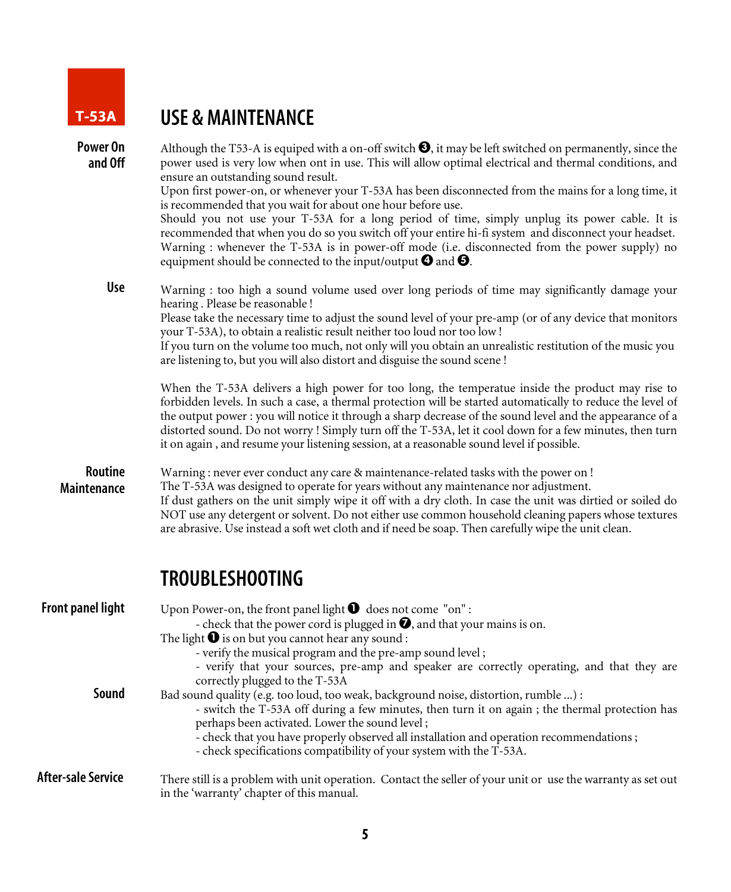T-53A

# USE & MAINTENANCE

**Power On and Off**

Although the T53-A is equiped with a on-off switch ❸, it may be left switched on permanently, since the power used is very low when ont in use. This will allow optimal electrical and thermal conditions, and ensure an outstanding sound result.
Upon first power-on, or whenever your T-53A has been disconnected from the mains for a long time, it is recommended that you wait for about one hour before use.
Should you not use your T-53A for a long period of time, simply unplug its power cable. It is recommended that when you do so you switch off your entire hi-fi system and disconnect your headset.
Warning : whenever the T-53A is in power-off mode (i.e. disconnected from the power supply) no equipment should be connected to the input/output ❹ and ❺.

**Use**

Warning : too high a sound volume used over long periods of time may significantly damage your hearing . Please be reasonable !
Please take the necessary time to adjust the sound level of your pre-amp (or of any device that monitors your T-53A), to obtain a realistic result neither too loud nor too low !
If you turn on the volume too much, not only will you obtain an unrealistic restitution of the music you are listening to, but you will also distort and disguise the sound scene !

When the T-53A delivers a high power for too long, the temperatue inside the product may rise to forbidden levels. In such a case, a thermal protection will be started automatically to reduce the level of the output power : you will notice it through a sharp decrease of the sound level and the appearance of a distorted sound. Do not worry ! Simply turn off the T-53A, let it cool down for a few minutes, then turn it on again , and resume your listening session, at a reasonable sound level if possible.

**Routine Maintenance**

Warning : never ever conduct any care & maintenance-related tasks with the power on !
The T-53A was designed to operate for years without any maintenance nor adjustment.
If dust gathers on the unit simply wipe it off with a dry cloth. In case the unit was dirtied or soiled do NOT use any detergent or solvent. Do not either use common household cleaning papers whose textures are abrasive. Use instead a soft wet cloth and if need be soap. Then carefully wipe the unit clean.

# TROUBLESHOOTING

**Front panel light**

Upon Power-on, the front panel light ❶ does not come "on" :
- check that the power cord is plugged in ❼, and that your mains is on.

The light ❶ is on but you cannot hear any sound :
- verify the musical program and the pre-amp sound level ;
- verify that your sources, pre-amp and speaker are correctly operating, and that they are correctly plugged to the T-53A

**Sound**

Bad sound quality (e.g. too loud, too weak, background noise, distortion, rumble ...) :
- switch the T-53A off during a few minutes, then turn it on again ; the thermal protection has perhaps been activated. Lower the sound level ;
- check that you have properly observed all installation and operation recommendations ;
- check specifications compatibility of your system with the T-53A.

**After-sale Service**

There still is a problem with unit operation. Contact the seller of your unit or use the warranty as set out in the 'warranty' chapter of this manual.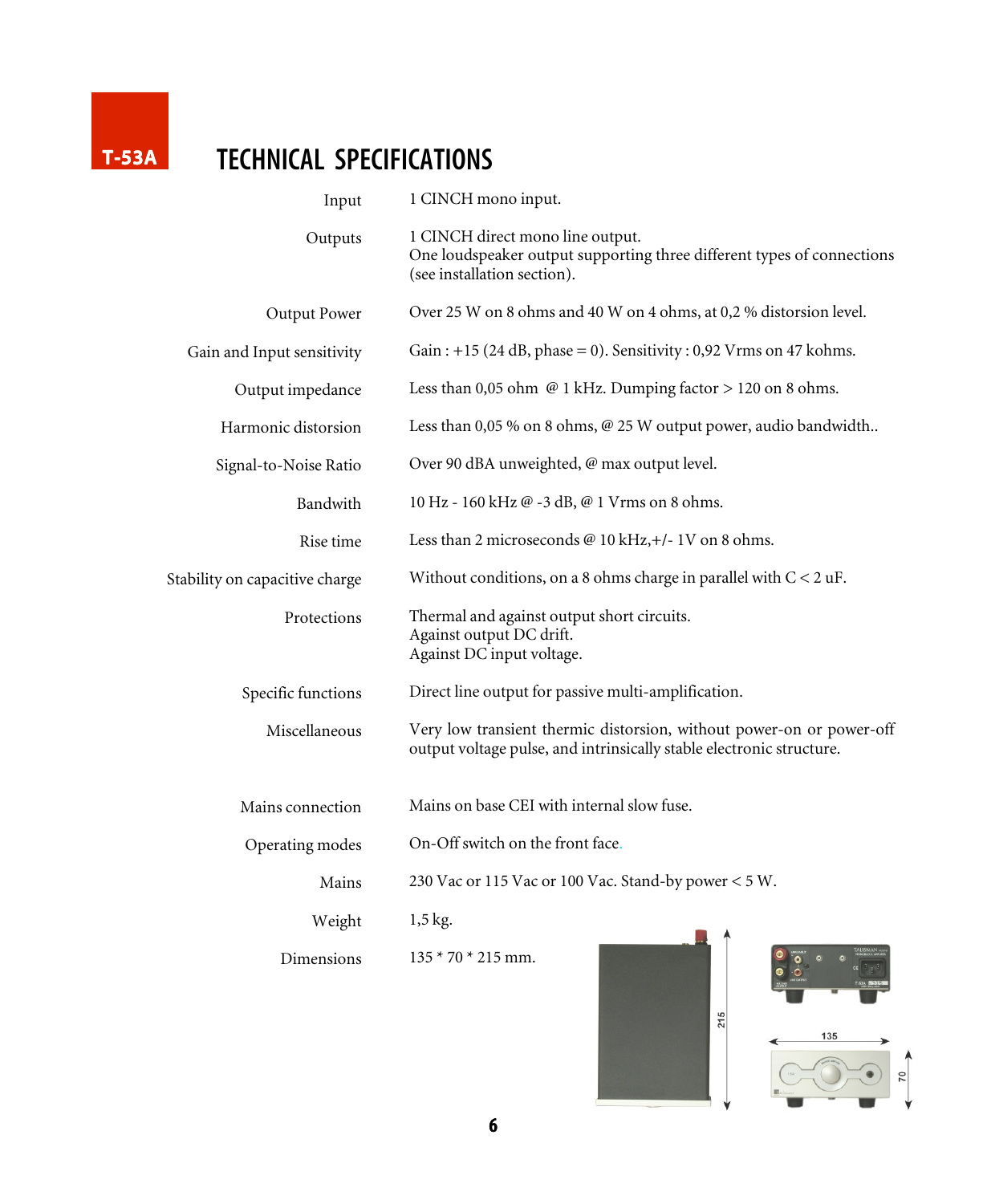T-53A

# TECHNICAL SPECIFICATIONS

| | |
|---|---|
| Input | 1 CINCH mono input. |
| Outputs | 1 CINCH direct mono line output.<br>One loudspeaker output supporting three different types of connections (see installation section). |
| Output Power | Over 25 W on 8 ohms and 40 W on 4 ohms, at 0,2 % distorsion level. |
| Gain and Input sensitivity | Gain : +15 (24 dB, phase = 0). Sensitivity : 0,92 Vrms on 47 kohms. |
| Output impedance | Less than 0,05 ohm @ 1 kHz. Dumping factor > 120 on 8 ohms. |
| Harmonic distorsion | Less than 0,05 % on 8 ohms, @ 25 W output power, audio bandwidth.. |
| Signal-to-Noise Ratio | Over 90 dBA unweighted, @ max output level. |
| Bandwith | 10 Hz - 160 kHz @ -3 dB, @ 1 Vrms on 8 ohms. |
| Rise time | Less than 2 microseconds @ 10 kHz,+/- 1V on 8 ohms. |
| Stability on capacitive charge | Without conditions, on a 8 ohms charge in parallel with C < 2 uF. |
| Protections | Thermal and against output short circuits.<br>Against output DC drift.<br>Against DC input voltage. |
| Specific functions | Direct line output for passive multi-amplification. |
| Miscellaneous | Very low transient thermic distorsion, without power-on or power-off output voltage pulse, and intrinsically stable electronic structure. |
| Mains connection | Mains on base CEI with internal slow fuse. |
| Operating modes | On-Off switch on the front face. |
| Mains | 230 Vac or 115 Vac or 100 Vac. Stand-by power < 5 W. |
| Weight | 1,5 kg. |
| Dimensions | 135 * 70 * 215 mm. |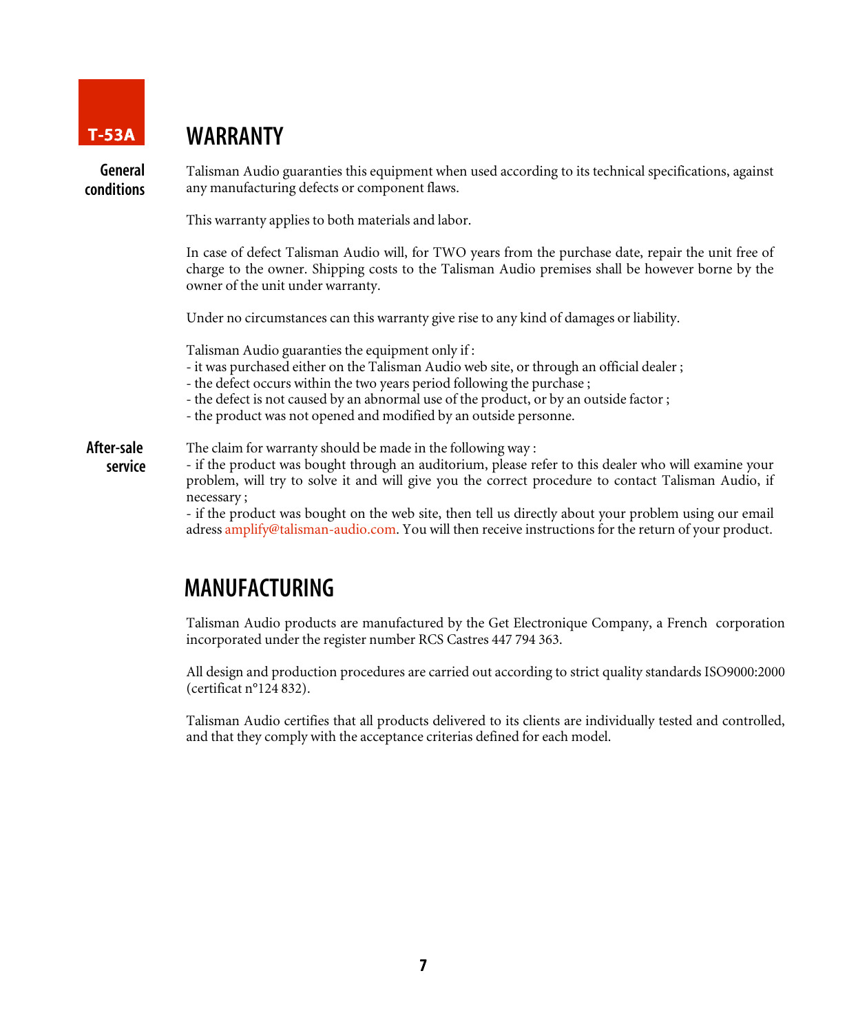T-53A

## WARRANTY

**General conditions**

Talisman Audio guaranties this equipment when used according to its technical specifications, against any manufacturing defects or component flaws.

This warranty applies to both materials and labor.

In case of defect Talisman Audio will, for TWO years from the purchase date, repair the unit free of charge to the owner. Shipping costs to the Talisman Audio premises shall be however borne by the owner of the unit under warranty.

Under no circumstances can this warranty give rise to any kind of damages or liability.

Talisman Audio guaranties the equipment only if :
- it was purchased either on the Talisman Audio web site, or through an official dealer ;
- the defect occurs within the two years period following the purchase ;
- the defect is not caused by an abnormal use of the product, or by an outside factor ;
- the product was not opened and modified by an outside personne.

**After-sale service**

The claim for warranty should be made in the following way :
- if the product was bought through an auditorium, please refer to this dealer who will examine your problem, will try to solve it and will give you the correct procedure to contact Talisman Audio, if necessary ;
- if the product was bought on the web site, then tell us directly about your problem using our email adress amplify@talisman-audio.com. You will then receive instructions for the return of your product.

## MANUFACTURING

Talisman Audio products are manufactured by the Get Electronique Company, a French corporation incorporated under the register number RCS Castres 447 794 363.

All design and production procedures are carried out according to strict quality standards ISO9000:2000 (certificat n°124 832).

Talisman Audio certifies that all products delivered to its clients are individually tested and controlled, and that they comply with the acceptance criterias defined for each model.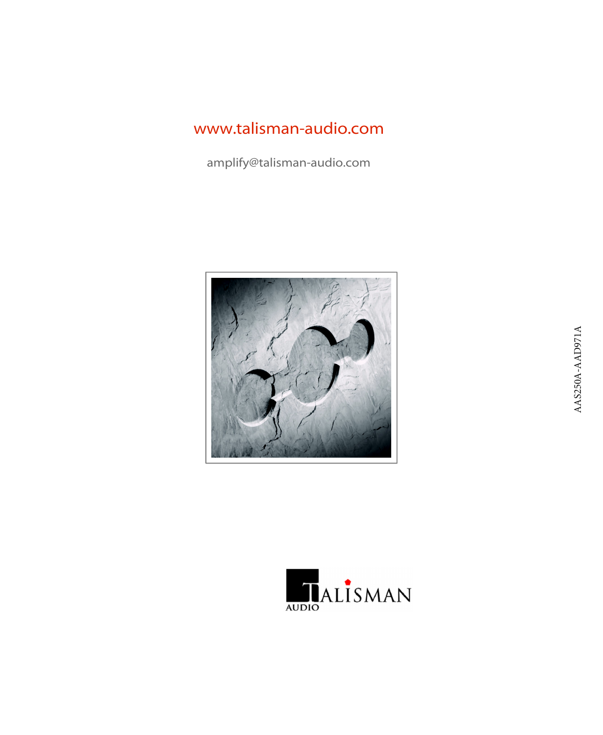www.talisman-audio.com

amplify@talisman-audio.com

TALISMAN AUDIO

AAS250A-AAD971A